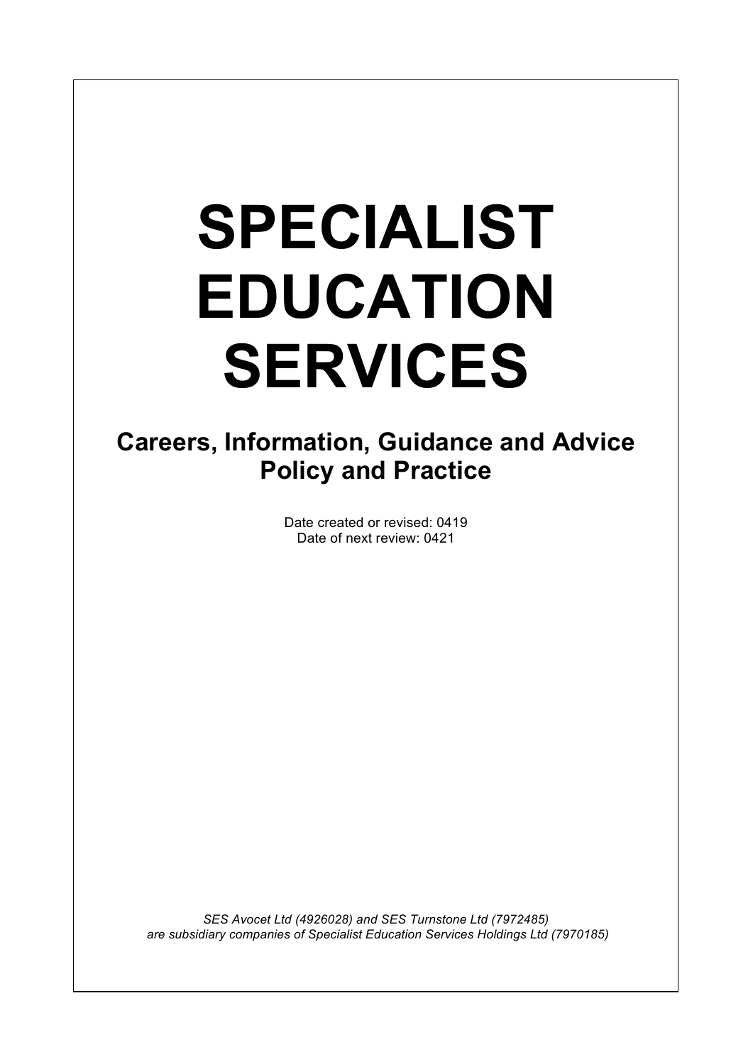# SPECIALIST EDUCATION SERVICES

## Careers, Information, Guidance and Advice Policy and Practice

Date created or revised: 0419
Date of next review: 0421

*SES Avocet Ltd (4926028) and SES Turnstone Ltd (7972485) are subsidiary companies of Specialist Education Services Holdings Ltd (7970185)*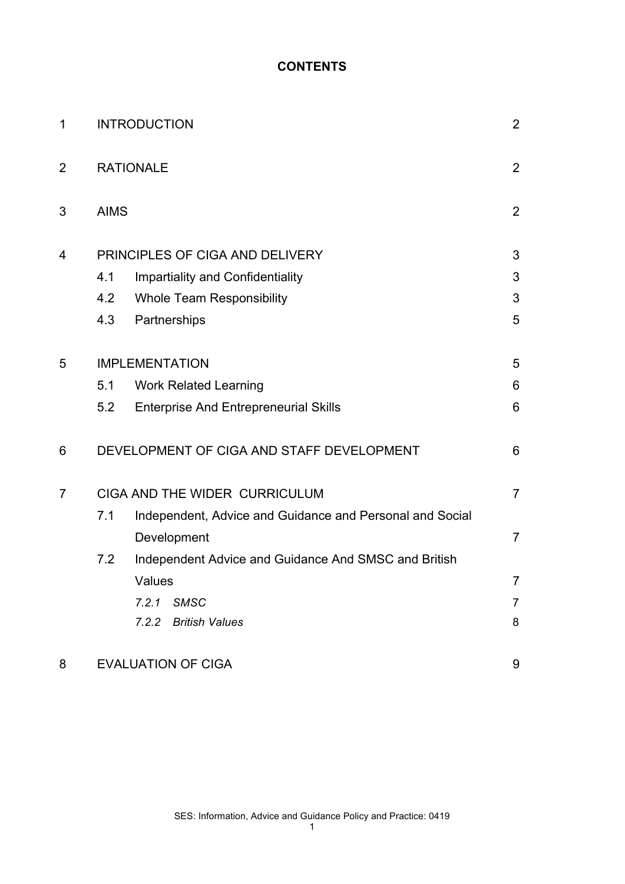# CONTENTS

| | | | |
|---|---|---|---|
| 1 | INTRODUCTION | | 2 |
| 2 | RATIONALE | | 2 |
| 3 | AIMS | | 2 |
| 4 | PRINCIPLES OF CIGA AND DELIVERY | | 3 |
| | 4.1 | Impartiality and Confidentiality | 3 |
| | 4.2 | Whole Team Responsibility | 3 |
| | 4.3 | Partnerships | 5 |
| 5 | IMPLEMENTATION | | 5 |
| | 5.1 | Work Related Learning | 6 |
| | 5.2 | Enterprise And Entrepreneurial Skills | 6 |
| 6 | DEVELOPMENT OF CIGA AND STAFF DEVELOPMENT | | 6 |
| 7 | CIGA AND THE WIDER CURRICULUM | | 7 |
| | 7.1 | Independent, Advice and Guidance and Personal and Social Development | 7 |
| | 7.2 | Independent Advice and Guidance And SMSC and British Values | 7 |
| | | *7.2.1 SMSC* | 7 |
| | | *7.2.2 British Values* | 8 |
| 8 | EVALUATION OF CIGA | | 9 |

SES: Information, Advice and Guidance Policy and Practice: 0419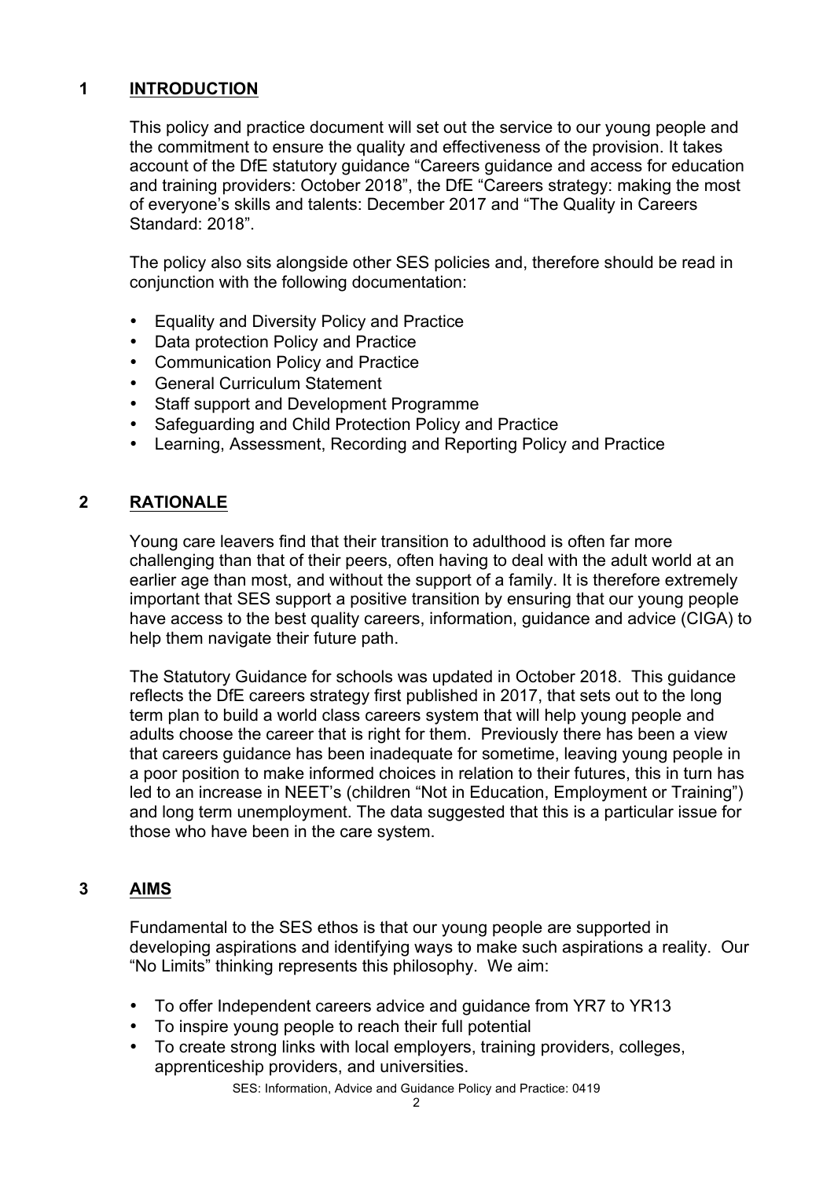## 1 INTRODUCTION

This policy and practice document will set out the service to our young people and the commitment to ensure the quality and effectiveness of the provision. It takes account of the DfE statutory guidance "Careers guidance and access for education and training providers: October 2018", the DfE "Careers strategy: making the most of everyone's skills and talents: December 2017 and "The Quality in Careers Standard: 2018".

The policy also sits alongside other SES policies and, therefore should be read in conjunction with the following documentation:

- Equality and Diversity Policy and Practice
- Data protection Policy and Practice
- Communication Policy and Practice
- General Curriculum Statement
- Staff support and Development Programme
- Safeguarding and Child Protection Policy and Practice
- Learning, Assessment, Recording and Reporting Policy and Practice

## 2 RATIONALE

Young care leavers find that their transition to adulthood is often far more challenging than that of their peers, often having to deal with the adult world at an earlier age than most, and without the support of a family. It is therefore extremely important that SES support a positive transition by ensuring that our young people have access to the best quality careers, information, guidance and advice (CIGA) to help them navigate their future path.

The Statutory Guidance for schools was updated in October 2018. This guidance reflects the DfE careers strategy first published in 2017, that sets out to the long term plan to build a world class careers system that will help young people and adults choose the career that is right for them. Previously there has been a view that careers guidance has been inadequate for sometime, leaving young people in a poor position to make informed choices in relation to their futures, this in turn has led to an increase in NEET's (children "Not in Education, Employment or Training") and long term unemployment. The data suggested that this is a particular issue for those who have been in the care system.

## 3 AIMS

Fundamental to the SES ethos is that our young people are supported in developing aspirations and identifying ways to make such aspirations a reality. Our "No Limits" thinking represents this philosophy. We aim:

- To offer Independent careers advice and guidance from YR7 to YR13
- To inspire young people to reach their full potential
- To create strong links with local employers, training providers, colleges, apprenticeship providers, and universities.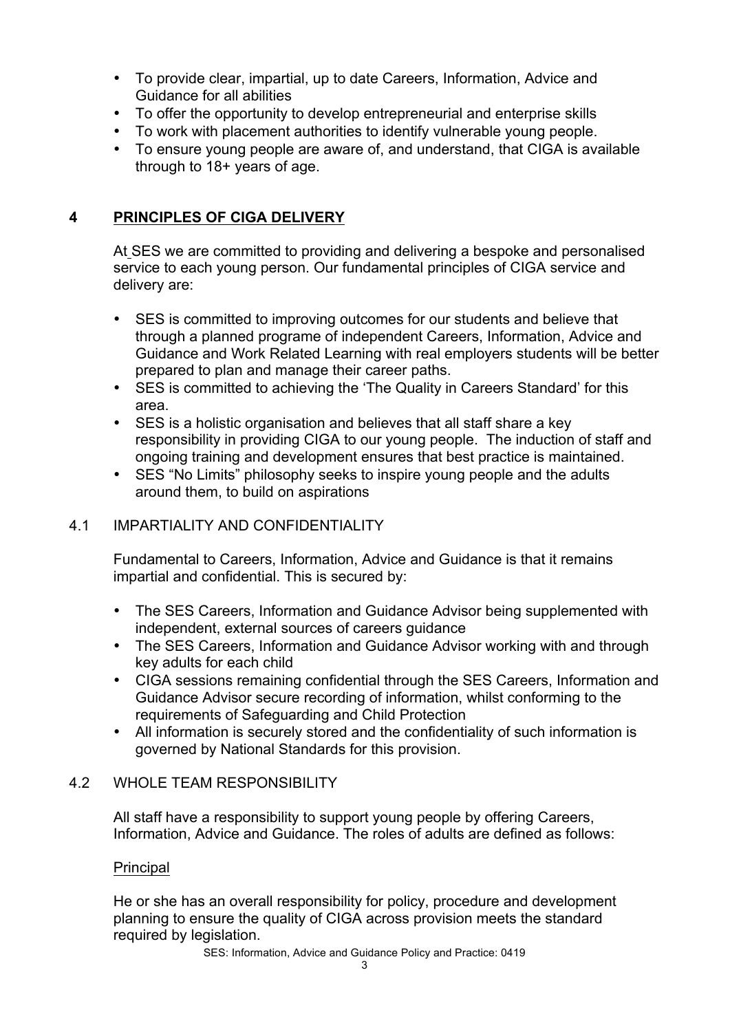- To provide clear, impartial, up to date Careers, Information, Advice and Guidance for all abilities
- To offer the opportunity to develop entrepreneurial and enterprise skills
- To work with placement authorities to identify vulnerable young people.
- To ensure young people are aware of, and understand, that CIGA is available through to 18+ years of age.

## 4 PRINCIPLES OF CIGA DELIVERY

At SES we are committed to providing and delivering a bespoke and personalised service to each young person. Our fundamental principles of CIGA service and delivery are:

- SES is committed to improving outcomes for our students and believe that through a planned programe of independent Careers, Information, Advice and Guidance and Work Related Learning with real employers students will be better prepared to plan and manage their career paths.
- SES is committed to achieving the 'The Quality in Careers Standard' for this area.
- SES is a holistic organisation and believes that all staff share a key responsibility in providing CIGA to our young people. The induction of staff and ongoing training and development ensures that best practice is maintained.
- SES "No Limits" philosophy seeks to inspire young people and the adults around them, to build on aspirations

### 4.1 IMPARTIALITY AND CONFIDENTIALITY

Fundamental to Careers, Information, Advice and Guidance is that it remains impartial and confidential. This is secured by:

- The SES Careers, Information and Guidance Advisor being supplemented with independent, external sources of careers guidance
- The SES Careers, Information and Guidance Advisor working with and through key adults for each child
- CIGA sessions remaining confidential through the SES Careers, Information and Guidance Advisor secure recording of information, whilst conforming to the requirements of Safeguarding and Child Protection
- All information is securely stored and the confidentiality of such information is governed by National Standards for this provision.

### 4.2 WHOLE TEAM RESPONSIBILITY

All staff have a responsibility to support young people by offering Careers, Information, Advice and Guidance. The roles of adults are defined as follows:

Principal

He or she has an overall responsibility for policy, procedure and development planning to ensure the quality of CIGA across provision meets the standard required by legislation.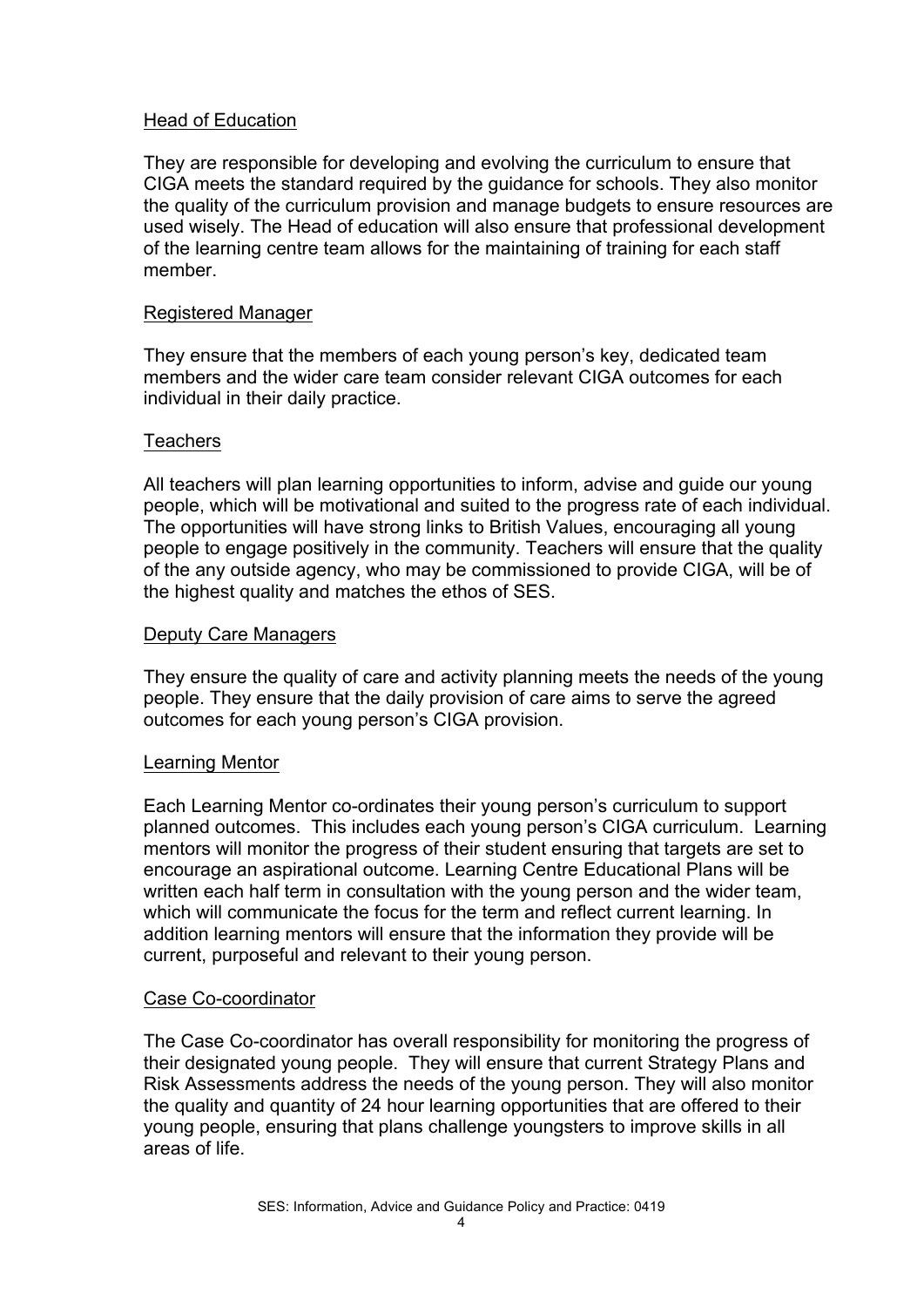### Head of Education

They are responsible for developing and evolving the curriculum to ensure that CIGA meets the standard required by the guidance for schools. They also monitor the quality of the curriculum provision and manage budgets to ensure resources are used wisely. The Head of education will also ensure that professional development of the learning centre team allows for the maintaining of training for each staff member.

### Registered Manager

They ensure that the members of each young person's key, dedicated team members and the wider care team consider relevant CIGA outcomes for each individual in their daily practice.

### Teachers

All teachers will plan learning opportunities to inform, advise and guide our young people, which will be motivational and suited to the progress rate of each individual. The opportunities will have strong links to British Values, encouraging all young people to engage positively in the community. Teachers will ensure that the quality of the any outside agency, who may be commissioned to provide CIGA, will be of the highest quality and matches the ethos of SES.

### Deputy Care Managers

They ensure the quality of care and activity planning meets the needs of the young people. They ensure that the daily provision of care aims to serve the agreed outcomes for each young person's CIGA provision.

### Learning Mentor

Each Learning Mentor co-ordinates their young person's curriculum to support planned outcomes. This includes each young person's CIGA curriculum. Learning mentors will monitor the progress of their student ensuring that targets are set to encourage an aspirational outcome. Learning Centre Educational Plans will be written each half term in consultation with the young person and the wider team, which will communicate the focus for the term and reflect current learning. In addition learning mentors will ensure that the information they provide will be current, purposeful and relevant to their young person.

### Case Co-coordinator

The Case Co-coordinator has overall responsibility for monitoring the progress of their designated young people. They will ensure that current Strategy Plans and Risk Assessments address the needs of the young person. They will also monitor the quality and quantity of 24 hour learning opportunities that are offered to their young people, ensuring that plans challenge youngsters to improve skills in all areas of life.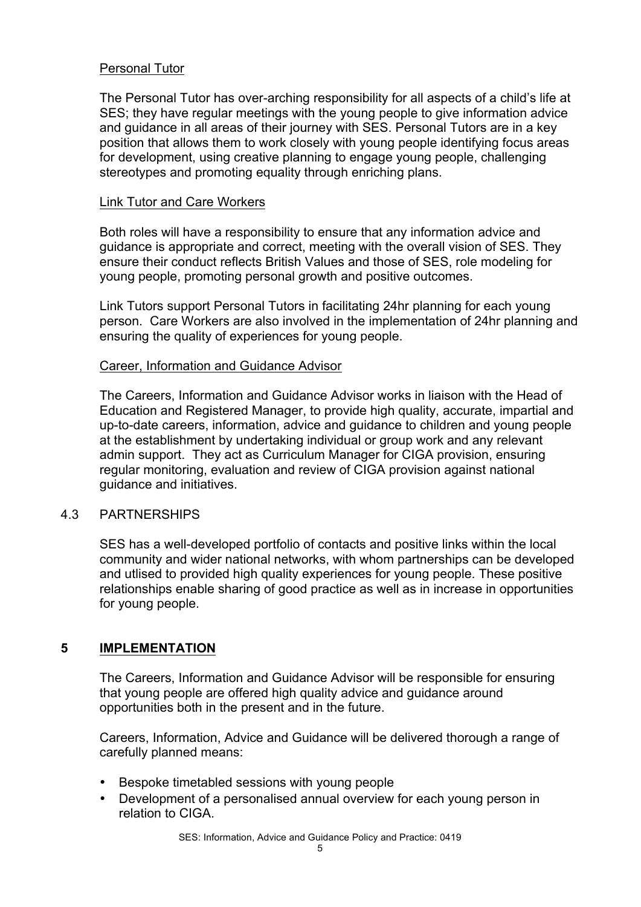Personal Tutor

The Personal Tutor has over-arching responsibility for all aspects of a child's life at SES; they have regular meetings with the young people to give information advice and guidance in all areas of their journey with SES. Personal Tutors are in a key position that allows them to work closely with young people identifying focus areas for development, using creative planning to engage young people, challenging stereotypes and promoting equality through enriching plans.

Link Tutor and Care Workers

Both roles will have a responsibility to ensure that any information advice and guidance is appropriate and correct, meeting with the overall vision of SES. They ensure their conduct reflects British Values and those of SES, role modeling for young people, promoting personal growth and positive outcomes.

Link Tutors support Personal Tutors in facilitating 24hr planning for each young person. Care Workers are also involved in the implementation of 24hr planning and ensuring the quality of experiences for young people.

Career, Information and Guidance Advisor

The Careers, Information and Guidance Advisor works in liaison with the Head of Education and Registered Manager, to provide high quality, accurate, impartial and up-to-date careers, information, advice and guidance to children and young people at the establishment by undertaking individual or group work and any relevant admin support. They act as Curriculum Manager for CIGA provision, ensuring regular monitoring, evaluation and review of CIGA provision against national guidance and initiatives.

### 4.3 PARTNERSHIPS

SES has a well-developed portfolio of contacts and positive links within the local community and wider national networks, with whom partnerships can be developed and utlised to provided high quality experiences for young people. These positive relationships enable sharing of good practice as well as in increase in opportunities for young people.

## 5 IMPLEMENTATION

The Careers, Information and Guidance Advisor will be responsible for ensuring that young people are offered high quality advice and guidance around opportunities both in the present and in the future.

Careers, Information, Advice and Guidance will be delivered thorough a range of carefully planned means:

- Bespoke timetabled sessions with young people
- Development of a personalised annual overview for each young person in relation to CIGA.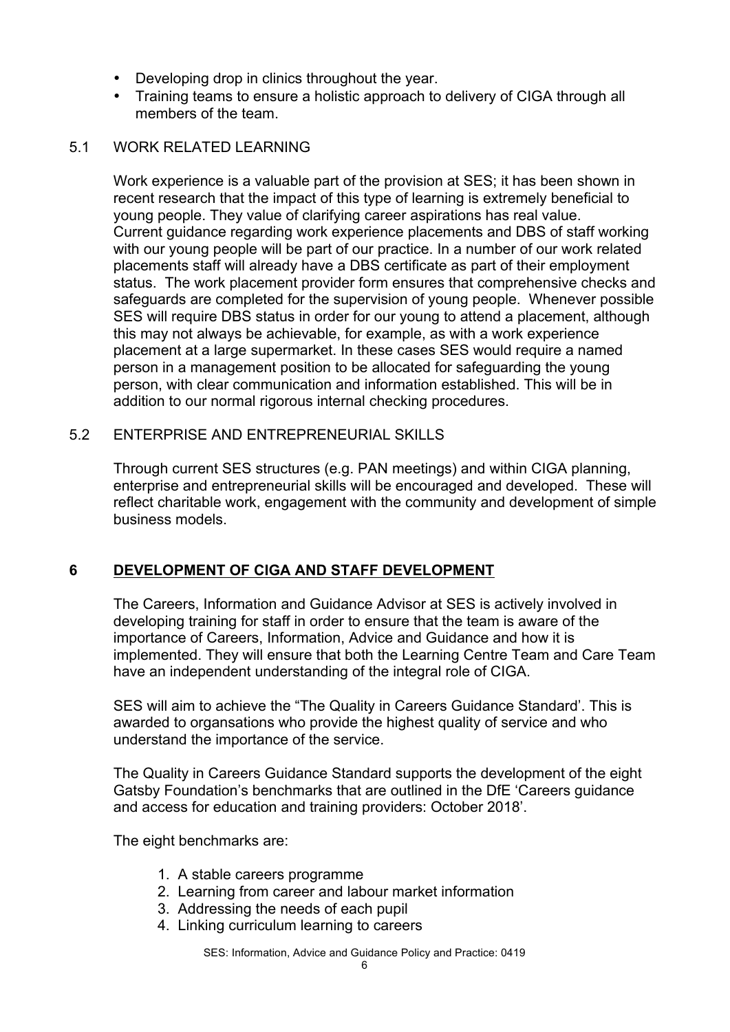- Developing drop in clinics throughout the year.
- Training teams to ensure a holistic approach to delivery of CIGA through all members of the team.

### 5.1 WORK RELATED LEARNING

Work experience is a valuable part of the provision at SES; it has been shown in recent research that the impact of this type of learning is extremely beneficial to young people. They value of clarifying career aspirations has real value. Current guidance regarding work experience placements and DBS of staff working with our young people will be part of our practice. In a number of our work related placements staff will already have a DBS certificate as part of their employment status. The work placement provider form ensures that comprehensive checks and safeguards are completed for the supervision of young people. Whenever possible SES will require DBS status in order for our young to attend a placement, although this may not always be achievable, for example, as with a work experience placement at a large supermarket. In these cases SES would require a named person in a management position to be allocated for safeguarding the young person, with clear communication and information established. This will be in addition to our normal rigorous internal checking procedures.

### 5.2 ENTERPRISE AND ENTREPRENEURIAL SKILLS

Through current SES structures (e.g. PAN meetings) and within CIGA planning, enterprise and entrepreneurial skills will be encouraged and developed. These will reflect charitable work, engagement with the community and development of simple business models.

## 6 DEVELOPMENT OF CIGA AND STAFF DEVELOPMENT

The Careers, Information and Guidance Advisor at SES is actively involved in developing training for staff in order to ensure that the team is aware of the importance of Careers, Information, Advice and Guidance and how it is implemented. They will ensure that both the Learning Centre Team and Care Team have an independent understanding of the integral role of CIGA.

SES will aim to achieve the "The Quality in Careers Guidance Standard'. This is awarded to organsations who provide the highest quality of service and who understand the importance of the service.

The Quality in Careers Guidance Standard supports the development of the eight Gatsby Foundation's benchmarks that are outlined in the DfE 'Careers guidance and access for education and training providers: October 2018'.

The eight benchmarks are:

1. A stable careers programme
2. Learning from career and labour market information
3. Addressing the needs of each pupil
4. Linking curriculum learning to careers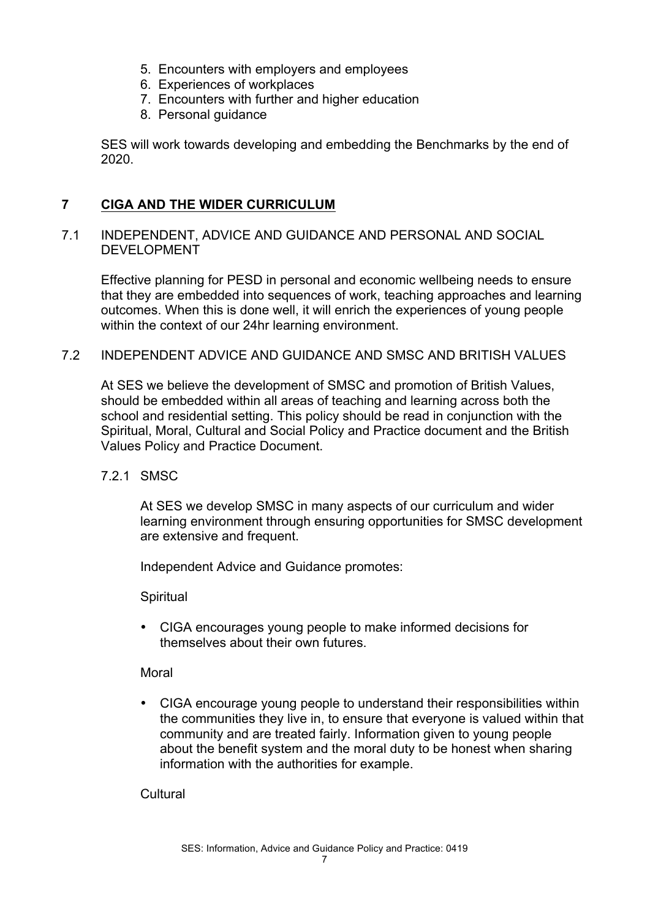5. Encounters with employers and employees
6. Experiences of workplaces
7. Encounters with further and higher education
8. Personal guidance

SES will work towards developing and embedding the Benchmarks by the end of 2020.

## 7 CIGA AND THE WIDER CURRICULUM

### 7.1 INDEPENDENT, ADVICE AND GUIDANCE AND PERSONAL AND SOCIAL DEVELOPMENT

Effective planning for PESD in personal and economic wellbeing needs to ensure that they are embedded into sequences of work, teaching approaches and learning outcomes. When this is done well, it will enrich the experiences of young people within the context of our 24hr learning environment.

### 7.2 INDEPENDENT ADVICE AND GUIDANCE AND SMSC AND BRITISH VALUES

At SES we believe the development of SMSC and promotion of British Values, should be embedded within all areas of teaching and learning across both the school and residential setting. This policy should be read in conjunction with the Spiritual, Moral, Cultural and Social Policy and Practice document and the British Values Policy and Practice Document.

#### 7.2.1 SMSC

At SES we develop SMSC in many aspects of our curriculum and wider learning environment through ensuring opportunities for SMSC development are extensive and frequent.

Independent Advice and Guidance promotes:

Spiritual

- CIGA encourages young people to make informed decisions for themselves about their own futures.

Moral

- CIGA encourage young people to understand their responsibilities within the communities they live in, to ensure that everyone is valued within that community and are treated fairly. Information given to young people about the benefit system and the moral duty to be honest when sharing information with the authorities for example.

Cultural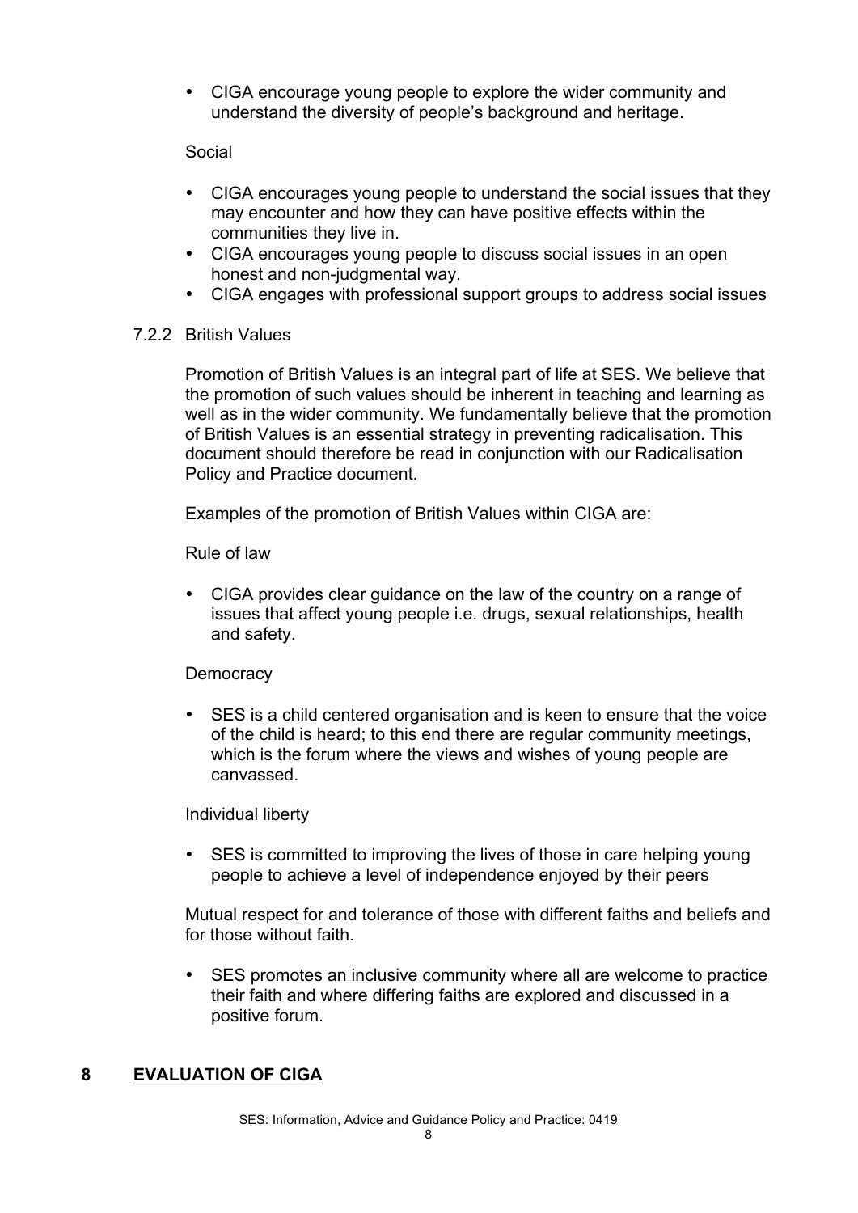- CIGA encourage young people to explore the wider community and understand the diversity of people's background and heritage.

Social

- CIGA encourages young people to understand the social issues that they may encounter and how they can have positive effects within the communities they live in.
- CIGA encourages young people to discuss social issues in an open honest and non-judgmental way.
- CIGA engages with professional support groups to address social issues

### 7.2.2 British Values

Promotion of British Values is an integral part of life at SES. We believe that the promotion of such values should be inherent in teaching and learning as well as in the wider community. We fundamentally believe that the promotion of British Values is an essential strategy in preventing radicalisation. This document should therefore be read in conjunction with our Radicalisation Policy and Practice document.

Examples of the promotion of British Values within CIGA are:

Rule of law

- CIGA provides clear guidance on the law of the country on a range of issues that affect young people i.e. drugs, sexual relationships, health and safety.

Democracy

- SES is a child centered organisation and is keen to ensure that the voice of the child is heard; to this end there are regular community meetings, which is the forum where the views and wishes of young people are canvassed.

Individual liberty

- SES is committed to improving the lives of those in care helping young people to achieve a level of independence enjoyed by their peers

Mutual respect for and tolerance of those with different faiths and beliefs and for those without faith.

- SES promotes an inclusive community where all are welcome to practice their faith and where differing faiths are explored and discussed in a positive forum.

## 8 EVALUATION OF CIGA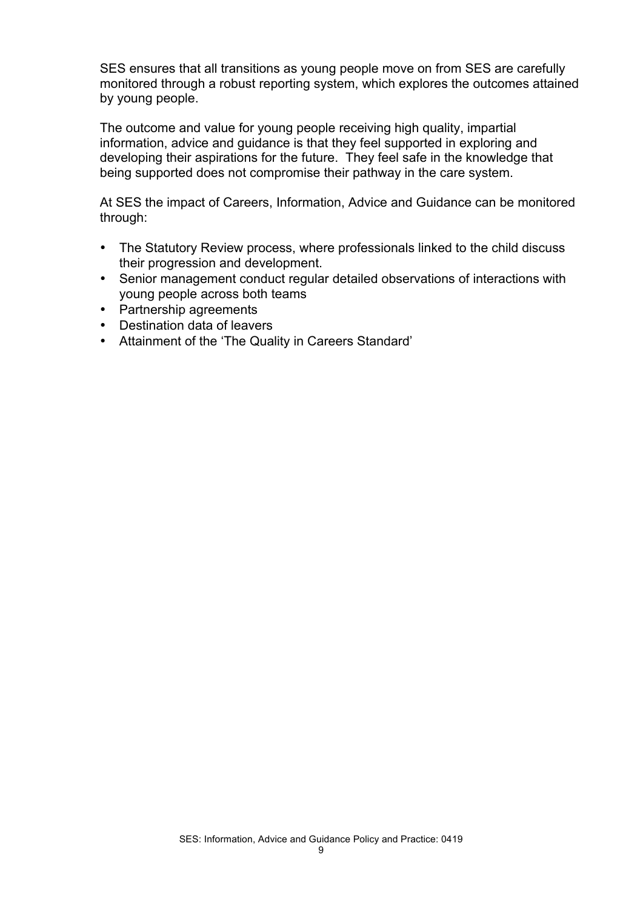SES ensures that all transitions as young people move on from SES are carefully monitored through a robust reporting system, which explores the outcomes attained by young people.

The outcome and value for young people receiving high quality, impartial information, advice and guidance is that they feel supported in exploring and developing their aspirations for the future. They feel safe in the knowledge that being supported does not compromise their pathway in the care system.

At SES the impact of Careers, Information, Advice and Guidance can be monitored through:

- The Statutory Review process, where professionals linked to the child discuss their progression and development.
- Senior management conduct regular detailed observations of interactions with young people across both teams
- Partnership agreements
- Destination data of leavers
- Attainment of the 'The Quality in Careers Standard'